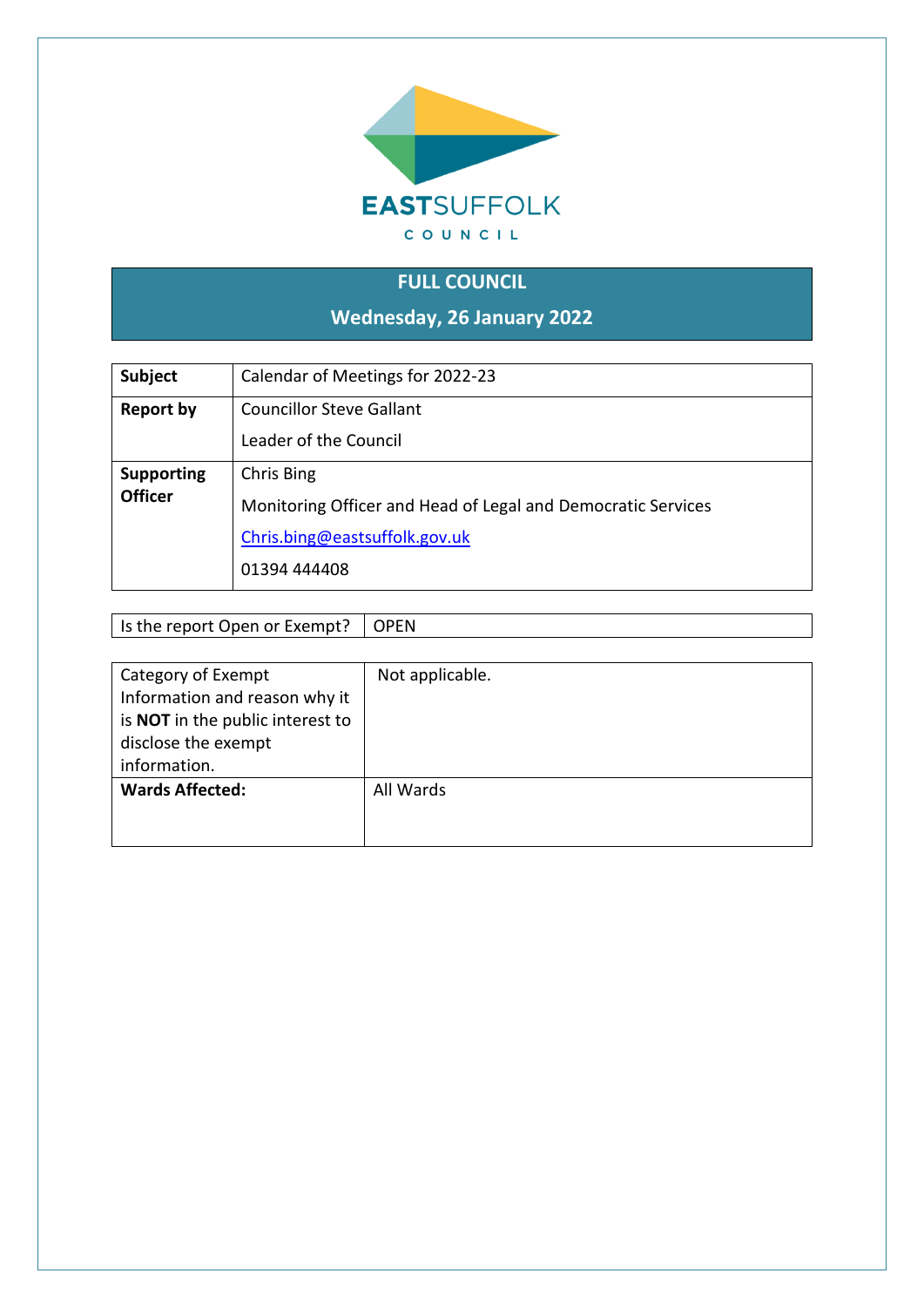EASTSUFFOLK

COUNCIL

# FULL COUNCIL

## Wednesday, 26 January 2022

| **Subject** | Calendar of Meetings for 2022-23 |
|---|---|
| **Report by** | Councillor Steve Gallant<br>Leader of the Council |
| **Supporting Officer** | Chris Bing<br>Monitoring Officer and Head of Legal and Democratic Services<br>Chris.bing@eastsuffolk.gov.uk<br>01394 444408 |

| Is the report Open or Exempt? | OPEN |
|---|---|

| Category of Exempt Information and reason why it is **NOT** in the public interest to disclose the exempt information. | Not applicable. |
|---|---|
| **Wards Affected:** | All Wards |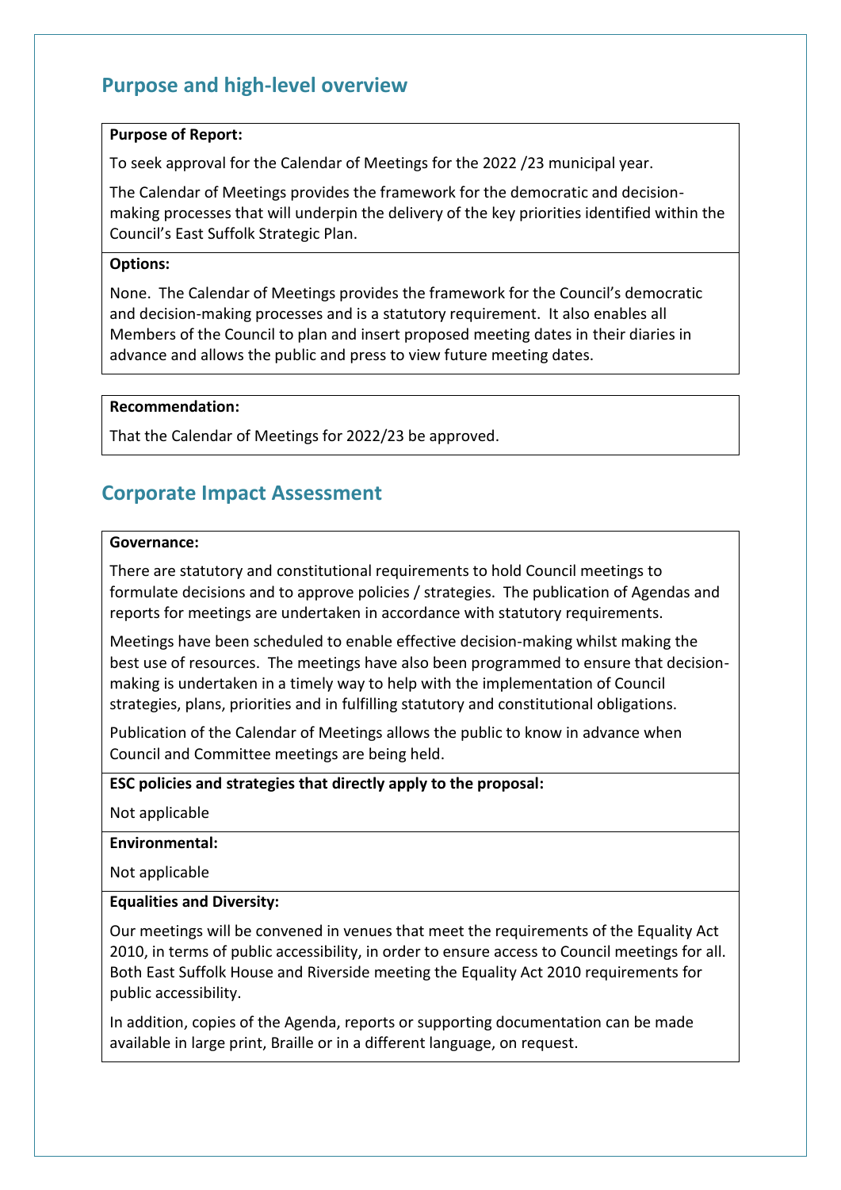## Purpose and high-level overview

**Purpose of Report:**

To seek approval for the Calendar of Meetings for the 2022 /23 municipal year.

The Calendar of Meetings provides the framework for the democratic and decision-making processes that will underpin the delivery of the key priorities identified within the Council's East Suffolk Strategic Plan.

**Options:**

None. The Calendar of Meetings provides the framework for the Council's democratic and decision-making processes and is a statutory requirement. It also enables all Members of the Council to plan and insert proposed meeting dates in their diaries in advance and allows the public and press to view future meeting dates.

**Recommendation:**

That the Calendar of Meetings for 2022/23 be approved.

## Corporate Impact Assessment

**Governance:**

There are statutory and constitutional requirements to hold Council meetings to formulate decisions and to approve policies / strategies. The publication of Agendas and reports for meetings are undertaken in accordance with statutory requirements.

Meetings have been scheduled to enable effective decision-making whilst making the best use of resources. The meetings have also been programmed to ensure that decision-making is undertaken in a timely way to help with the implementation of Council strategies, plans, priorities and in fulfilling statutory and constitutional obligations.

Publication of the Calendar of Meetings allows the public to know in advance when Council and Committee meetings are being held.

**ESC policies and strategies that directly apply to the proposal:**

Not applicable

**Environmental:**

Not applicable

**Equalities and Diversity:**

Our meetings will be convened in venues that meet the requirements of the Equality Act 2010, in terms of public accessibility, in order to ensure access to Council meetings for all. Both East Suffolk House and Riverside meeting the Equality Act 2010 requirements for public accessibility.

In addition, copies of the Agenda, reports or supporting documentation can be made available in large print, Braille or in a different language, on request.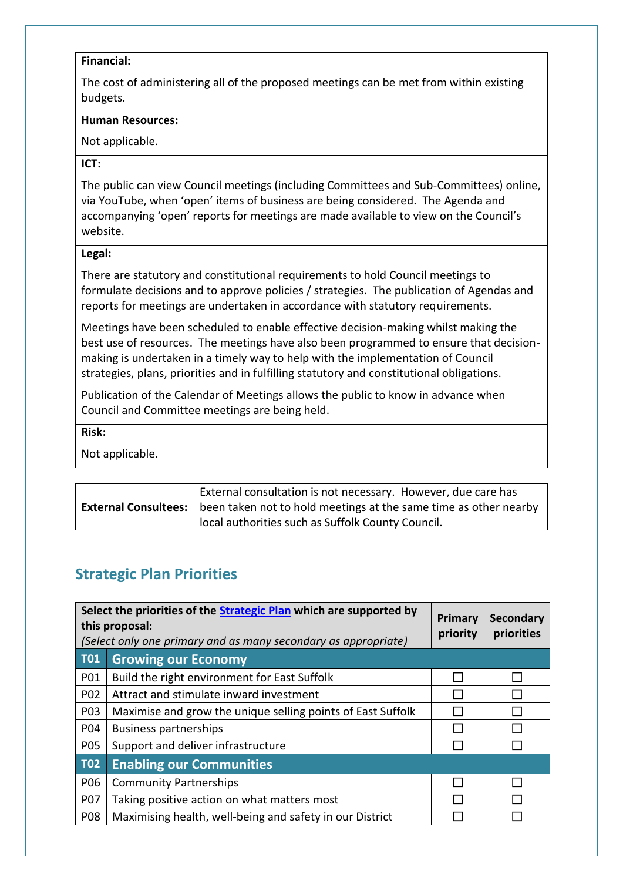**Financial:**

The cost of administering all of the proposed meetings can be met from within existing budgets.

**Human Resources:**

Not applicable.

**ICT:**

The public can view Council meetings (including Committees and Sub-Committees) online, via YouTube, when 'open' items of business are being considered. The Agenda and accompanying 'open' reports for meetings are made available to view on the Council's website.

**Legal:**

There are statutory and constitutional requirements to hold Council meetings to formulate decisions and to approve policies / strategies. The publication of Agendas and reports for meetings are undertaken in accordance with statutory requirements.

Meetings have been scheduled to enable effective decision-making whilst making the best use of resources. The meetings have also been programmed to ensure that decision-making is undertaken in a timely way to help with the implementation of Council strategies, plans, priorities and in fulfilling statutory and constitutional obligations.

Publication of the Calendar of Meetings allows the public to know in advance when Council and Committee meetings are being held.

**Risk:**

Not applicable.

| **External Consultees:** | External consultation is not necessary. However, due care has been taken not to hold meetings at the same time as other nearby local authorities such as Suffolk County Council. |
|---|---|

## Strategic Plan Priorities

| **Select the priorities of the Strategic Plan which are supported by this proposal:** *(Select only one primary and as many secondary as appropriate)* | | **Primary priority** | **Secondary priorities** |
|---|---|---|---|
| **T01** | **Growing our Economy** | | |
| P01 | Build the right environment for East Suffolk | ☐ | ☐ |
| P02 | Attract and stimulate inward investment | ☐ | ☐ |
| P03 | Maximise and grow the unique selling points of East Suffolk | ☐ | ☐ |
| P04 | Business partnerships | ☐ | ☐ |
| P05 | Support and deliver infrastructure | ☐ | ☐ |
| **T02** | **Enabling our Communities** | | |
| P06 | Community Partnerships | ☐ | ☐ |
| P07 | Taking positive action on what matters most | ☐ | ☐ |
| P08 | Maximising health, well-being and safety in our District | ☐ | ☐ |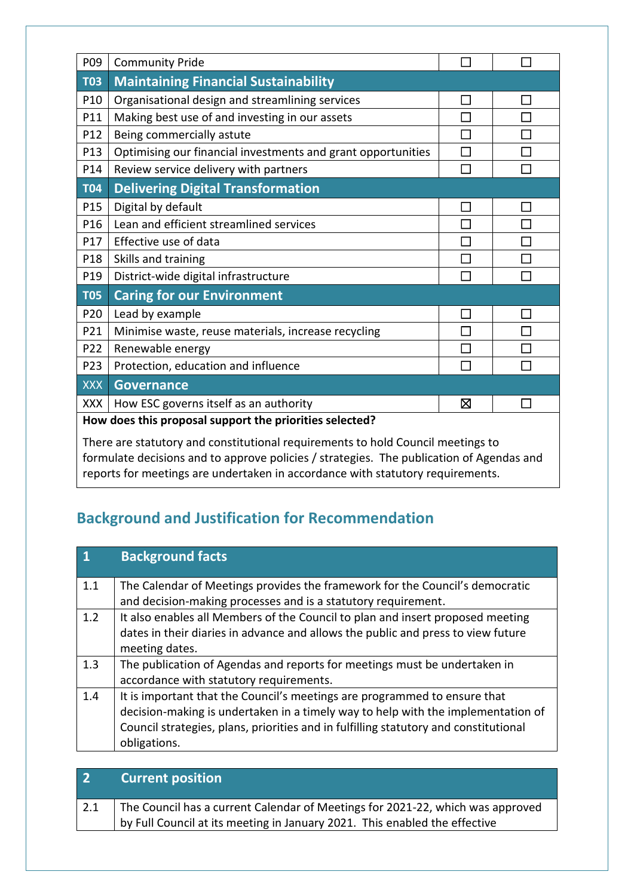| | | | |
|---|---|---|---|
| P09 | Community Pride | ☐ | ☐ |
| **T03** | **Maintaining Financial Sustainability** | | |
| P10 | Organisational design and streamlining services | ☐ | ☐ |
| P11 | Making best use of and investing in our assets | ☐ | ☐ |
| P12 | Being commercially astute | ☐ | ☐ |
| P13 | Optimising our financial investments and grant opportunities | ☐ | ☐ |
| P14 | Review service delivery with partners | ☐ | ☐ |
| **T04** | **Delivering Digital Transformation** | | |
| P15 | Digital by default | ☐ | ☐ |
| P16 | Lean and efficient streamlined services | ☐ | ☐ |
| P17 | Effective use of data | ☐ | ☐ |
| P18 | Skills and training | ☐ | ☐ |
| P19 | District-wide digital infrastructure | ☐ | ☐ |
| **T05** | **Caring for our Environment** | | |
| P20 | Lead by example | ☐ | ☐ |
| P21 | Minimise waste, reuse materials, increase recycling | ☐ | ☐ |
| P22 | Renewable energy | ☐ | ☐ |
| P23 | Protection, education and influence | ☐ | ☐ |
| XXX | **Governance** | | |
| XXX | How ESC governs itself as an authority | ☒ | ☐ |

**How does this proposal support the priorities selected?**

There are statutory and constitutional requirements to hold Council meetings to formulate decisions and to approve policies / strategies. The publication of Agendas and reports for meetings are undertaken in accordance with statutory requirements.

## Background and Justification for Recommendation

| 1 | Background facts |
|---|---|
| 1.1 | The Calendar of Meetings provides the framework for the Council's democratic and decision-making processes and is a statutory requirement. |
| 1.2 | It also enables all Members of the Council to plan and insert proposed meeting dates in their diaries in advance and allows the public and press to view future meeting dates. |
| 1.3 | The publication of Agendas and reports for meetings must be undertaken in accordance with statutory requirements. |
| 1.4 | It is important that the Council's meetings are programmed to ensure that decision-making is undertaken in a timely way to help with the implementation of Council strategies, plans, priorities and in fulfilling statutory and constitutional obligations. |

| 2 | Current position |
|---|---|
| 2.1 | The Council has a current Calendar of Meetings for 2021-22, which was approved by Full Council at its meeting in January 2021. This enabled the effective |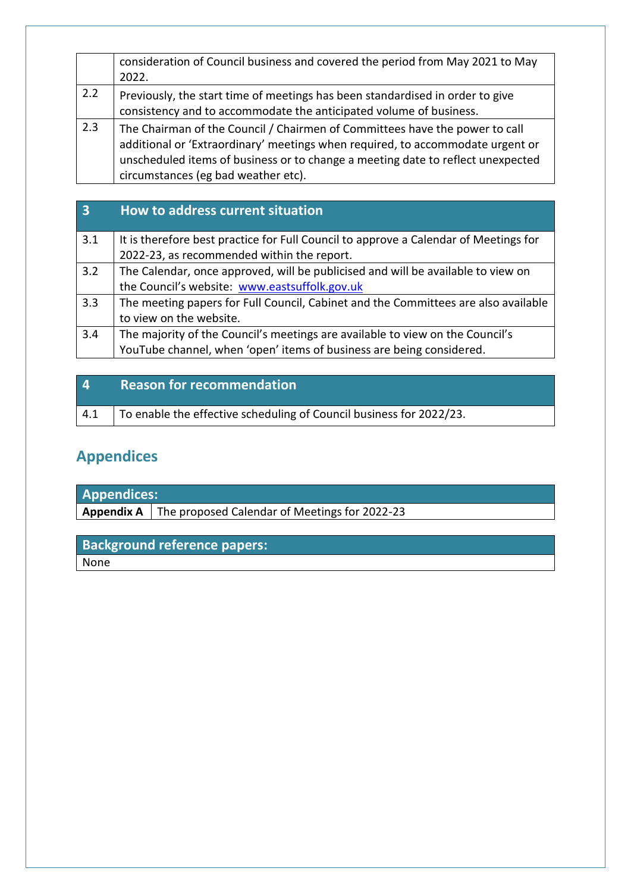| | |
|---|---|
| | consideration of Council business and covered the period from May 2021 to May 2022. |
| 2.2 | Previously, the start time of meetings has been standardised in order to give consistency and to accommodate the anticipated volume of business. |
| 2.3 | The Chairman of the Council / Chairmen of Committees have the power to call additional or 'Extraordinary' meetings when required, to accommodate urgent or unscheduled items of business or to change a meeting date to reflect unexpected circumstances (eg bad weather etc). |

| 3 | How to address current situation |
|---|---|
| 3.1 | It is therefore best practice for Full Council to approve a Calendar of Meetings for 2022-23, as recommended within the report. |
| 3.2 | The Calendar, once approved, will be publicised and will be available to view on the Council's website: [www.eastsuffolk.gov.uk](http://www.eastsuffolk.gov.uk) |
| 3.3 | The meeting papers for Full Council, Cabinet and the Committees are also available to view on the website. |
| 3.4 | The majority of the Council's meetings are available to view on the Council's YouTube channel, when 'open' items of business are being considered. |

| 4 | Reason for recommendation |
|---|---|
| 4.1 | To enable the effective scheduling of Council business for 2022/23. |

## Appendices

| Appendices: | |
|---|---|
| **Appendix A** | The proposed Calendar of Meetings for 2022-23 |

| Background reference papers: |
|---|
| None |